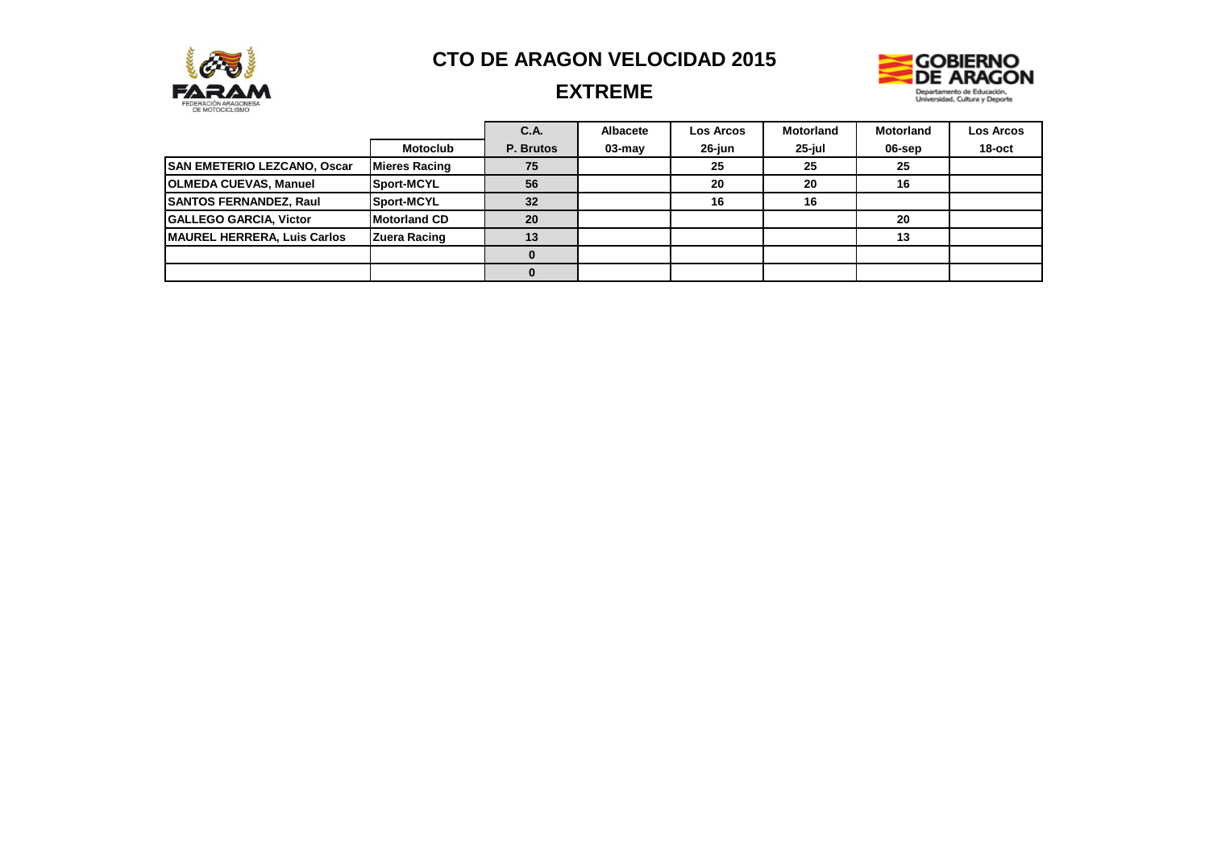# CTO DE ARAGON VELOCIDAD 2015

## EXTREME

| | | C.A. | Albacete | Los Arcos | Motorland | Motorland | Los Arcos |
|---|---|---|---|---|---|---|---|
| | Motoclub | P. Brutos | 03-may | 26-jun | 25-jul | 06-sep | 18-oct |
| SAN EMETERIO LEZCANO, Oscar | Mieres Racing | 75 | | 25 | 25 | 25 | |
| OLMEDA CUEVAS, Manuel | Sport-MCYL | 56 | | 20 | 20 | 16 | |
| SANTOS FERNANDEZ, Raul | Sport-MCYL | 32 | | 16 | 16 | | |
| GALLEGO GARCIA, Victor | Motorland CD | 20 | | | | 20 | |
| MAUREL HERRERA, Luis Carlos | Zuera Racing | 13 | | | | 13 | |
| | | 0 | | | | | |
| | | 0 | | | | | |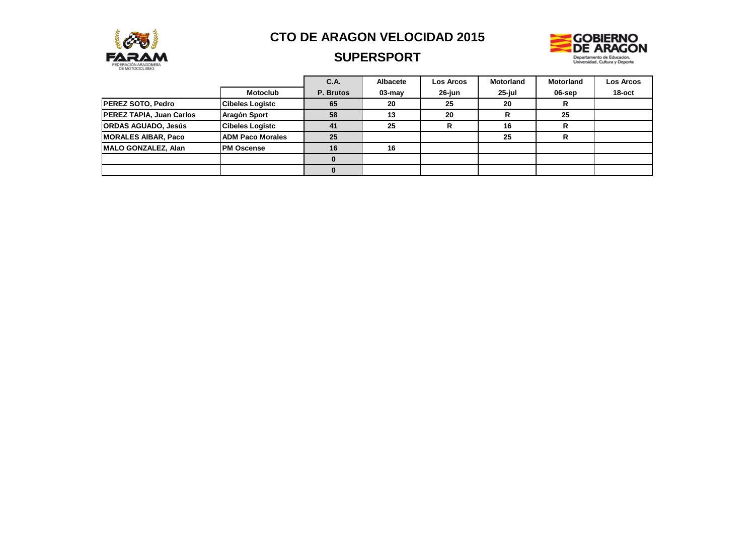# CTO DE ARAGON VELOCIDAD 2015

## SUPERSPORT

| | Motoclub | C.A. P. Brutos | Albacete 03-may | Los Arcos 26-jun | Motorland 25-jul | Motorland 06-sep | Los Arcos 18-oct |
|---|---|---|---|---|---|---|---|
| **PEREZ SOTO, Pedro** | **Cibeles Logistc** | **65** | **20** | **25** | **20** | **R** | |
| **PEREZ TAPIA, Juan Carlos** | **Aragón Sport** | **58** | **13** | **20** | **R** | **25** | |
| **ORDAS AGUADO, Jesús** | **Cibeles Logistc** | **41** | **25** | **R** | **16** | **R** | |
| **MORALES AIBAR, Paco** | **ADM Paco Morales** | **25** | | | **25** | **R** | |
| **MALO GONZALEZ, Alan** | **PM Oscense** | **16** | **16** | | | | |
| | | **0** | | | | | |
| | | **0** | | | | | |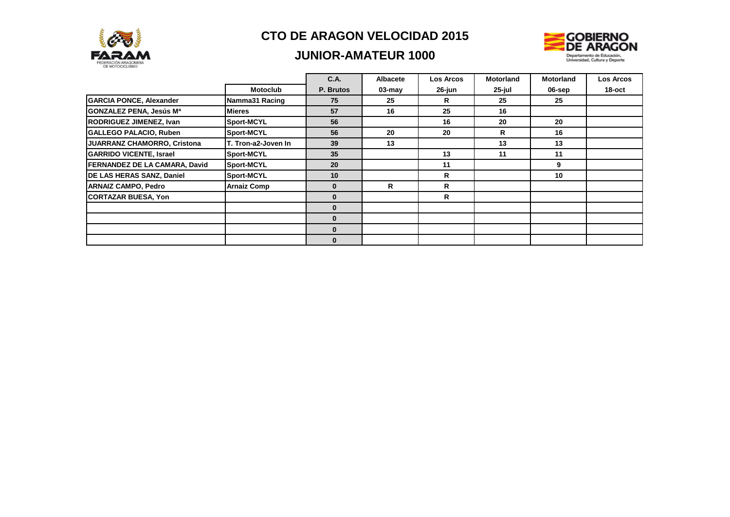# CTO DE ARAGON VELOCIDAD 2015

## JUNIOR-AMATEUR 1000

| | | C.A. | Albacete | Los Arcos | Motorland | Motorland | Los Arcos |
|---|---|---|---|---|---|---|---|
| | Motoclub | P. Brutos | 03-may | 26-jun | 25-jul | 06-sep | 18-oct |
| GARCIA PONCE, Alexander | Namma31 Racing | 75 | 25 | R | 25 | 25 | |
| GONZALEZ PENA, Jesús Mª | Mieres | 57 | 16 | 25 | 16 | | |
| RODRIGUEZ JIMENEZ, Ivan | Sport-MCYL | 56 | | 16 | 20 | 20 | |
| GALLEGO PALACIO, Ruben | Sport-MCYL | 56 | 20 | 20 | R | 16 | |
| JUARRANZ CHAMORRO, Cristona | T. Tron-a2-Joven In | 39 | 13 | | 13 | 13 | |
| GARRIDO VICENTE, Israel | Sport-MCYL | 35 | | 13 | 11 | 11 | |
| FERNANDEZ DE LA CAMARA, David | Sport-MCYL | 20 | | 11 | | 9 | |
| DE LAS HERAS SANZ, Daniel | Sport-MCYL | 10 | | R | | 10 | |
| ARNAIZ CAMPO, Pedro | Arnaiz Comp | 0 | R | R | | | |
| CORTAZAR BUESA, Yon | | 0 | | R | | | |
| | | 0 | | | | | |
| | | 0 | | | | | |
| | | 0 | | | | | |
| | | 0 | | | | | |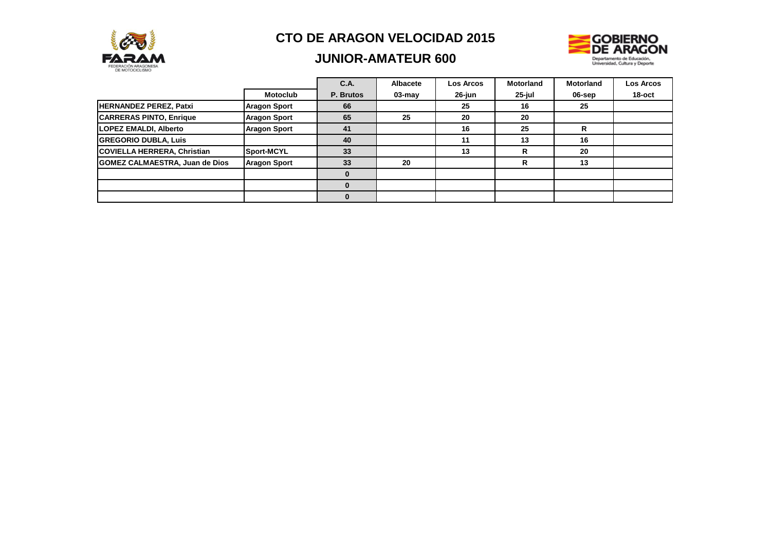# CTO DE ARAGON VELOCIDAD 2015

## JUNIOR-AMATEUR 600

| | | C.A. | Albacete | Los Arcos | Motorland | Motorland | Los Arcos |
|---|---|---|---|---|---|---|---|
| | Motoclub | P. Brutos | 03-may | 26-jun | 25-jul | 06-sep | 18-oct |
| HERNANDEZ PEREZ, Patxi | Aragon Sport | 66 | | 25 | 16 | 25 | |
| CARRERAS PINTO, Enrique | Aragon Sport | 65 | 25 | 20 | 20 | | |
| LOPEZ EMALDI, Alberto | Aragon Sport | 41 | | 16 | 25 | R | |
| GREGORIO DUBLA, Luis | | 40 | | 11 | 13 | 16 | |
| COVIELLA HERRERA, Christian | Sport-MCYL | 33 | | 13 | R | 20 | |
| GOMEZ CALMAESTRA, Juan de Dios | Aragon Sport | 33 | 20 | | R | 13 | |
| | | 0 | | | | | |
| | | 0 | | | | | |
| | | 0 | | | | | |